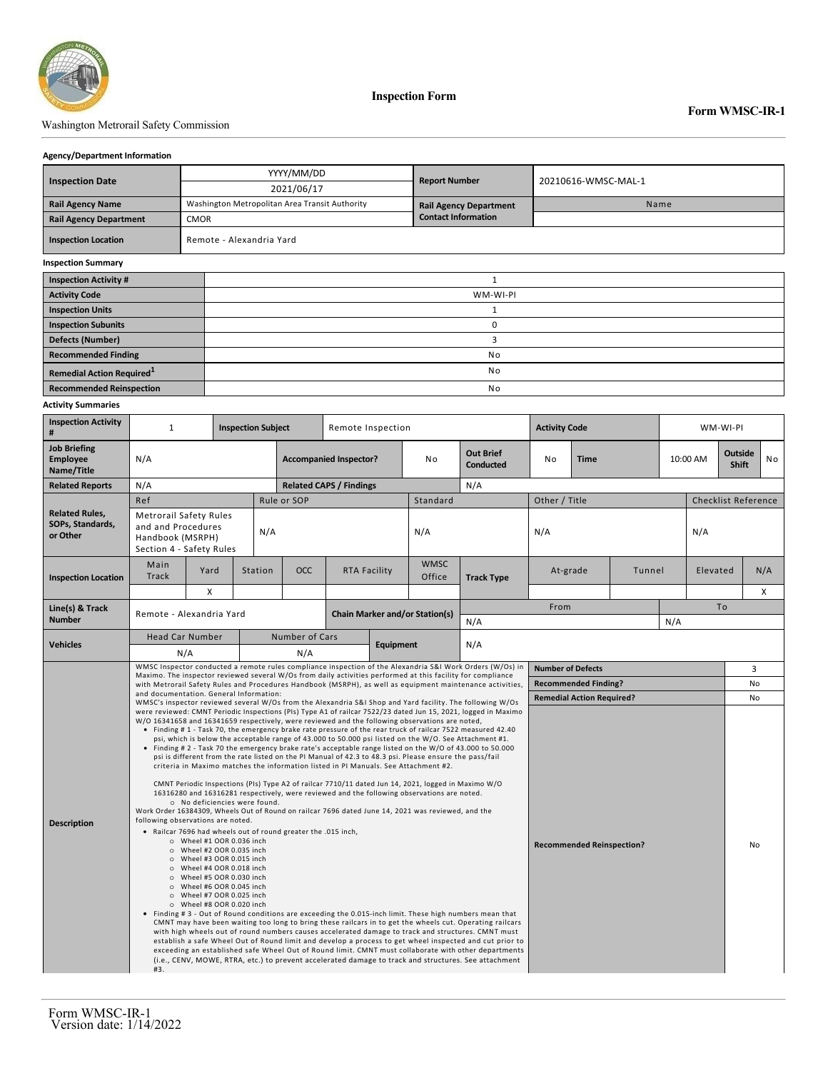Washington Metrorail Safety Commission

**Inspection Form**

**Form WMSC-IR-1**

**Agency/Department Information**

| | | | |
|---|---|---|---|
| **Inspection Date** | YYYY/MM/DD<br>2021/06/17 | **Report Number** | 20210616-WMSC-MAL-1 |
| **Rail Agency Name** | Washington Metropolitan Area Transit Authority | **Rail Agency Department Contact Information** | Name |
| **Rail Agency Department** | CMOR | | |
| **Inspection Location** | Remote - Alexandria Yard | | |

**Inspection Summary**

| | |
|---|---|
| **Inspection Activity #** | 1 |
| **Activity Code** | WM-WI-PI |
| **Inspection Units** | 1 |
| **Inspection Subunits** | 0 |
| **Defects (Number)** | 3 |
| **Recommended Finding** | No |
| **Remedial Action Required**[1] | No |
| **Recommended Reinspection** | No |

**Activity Summaries**

| | | | | | |
|---|---|---|---|---|---|
| **Inspection Activity #** | 1 | **Inspection Subject** | Remote Inspection | **Activity Code** | WM-WI-PI |
| **Job Briefing Employee Name/Title** | N/A | **Accompanied Inspector?** | No | **Out Brief Conducted** | No |
| **Time** | 10:00 AM | **Outside Shift** | No | | |
| **Related Reports** | N/A | **Related CAPS / Findings** | N/A | | |

**Related Rules, SOPs, Standards, or Other**

| Ref | Rule or SOP | Standard | Other / Title | Checklist Reference |
|---|---|---|---|---|
| Metrorail Safety Rules and and Procedures Handbook (MSRPH) Section 4 - Safety Rules | N/A | N/A | N/A | N/A |

**Inspection Location**

| Main Track | Yard | Station | OCC | RTA Facility | WMSC Office |
|---|---|---|---|---|---|
| | X | | | | |

**Track Type**

| At-grade | Tunnel | Elevated | N/A |
|---|---|---|---|
| | | | X |

| | | | |
|---|---|---|---|
| **Line(s) & Track Number** | Remote - Alexandria Yard | **Chain Marker and/or Station(s)** | From: N/A / To: N/A |

| | | | | |
|---|---|---|---|---|
| **Vehicles** | Head Car Number: N/A | Number of Cars: N/A | **Equipment** | N/A |

**Description**

WMSC Inspector conducted a remote rules compliance inspection of the Alexandria S&I Work Orders (W/Os) in Maximo. The inspector reviewed several W/Os from daily activities performed at this facility for compliance with Metrorail Safety Rules and Procedures Handbook (MSRPH), as well as equipment maintenance activities, and documentation. General Information:

WMSC's inspector reviewed several W/Os from the Alexandria S&I Shop and Yard facility. The following W/Os were reviewed: CMNT Periodic Inspections (PIs) Type A1 of railcar 7522/23 dated Jun 15, 2021, logged in Maximo W/O 16341658 and 16341659 respectively, were reviewed and the following observations are noted,

- Finding # 1 - Task 70, the emergency brake rate pressure of the rear truck of railcar 7522 measured 42.40 psi, which is below the acceptable range of 43.000 to 50.000 psi listed on the W/O. See Attachment #1.
- Finding # 2 - Task 70 the emergency brake rate's acceptable range listed on the W/O of 43.000 to 50.000 psi is different from the rate listed on the PI Manual of 42.3 to 48.3 psi. Please ensure the pass/fail criteria in Maximo matches the information listed in PI Manuals. See Attachment #2.

  CMNT Periodic Inspections (PIs) Type A2 of railcar 7710/11 dated Jun 14, 2021, logged in Maximo W/O 16316280 and 16316281 respectively, were reviewed and the following observations are noted.
  - No deficiencies were found.

Work Order 16384309, Wheels Out of Round on railcar 7696 dated June 14, 2021 was reviewed, and the following observations are noted.

- Railcar 7696 had wheels out of round greater the .015 inch,
  - Wheel #1 OOR 0.036 inch
  - Wheel #2 OOR 0.035 inch
  - Wheel #3 OOR 0.015 inch
  - Wheel #4 OOR 0.018 inch
  - Wheel #5 OOR 0.030 inch
  - Wheel #6 OOR 0.045 inch
  - Wheel #7 OOR 0.025 inch
  - Wheel #8 OOR 0.020 inch
- Finding # 3 - Out of Round conditions are exceeding the 0.015-inch limit. These high numbers mean that CMNT may have been waiting too long to bring these railcars in to get the wheels cut. Operating railcars with high wheels out of round numbers causes accelerated damage to track and structures. CMNT must establish a safe Wheel Out of Round limit and develop a process to get wheel inspected and cut prior to exceeding an established safe Wheel Out of Round limit. CMNT must collaborate with other departments (i.e., CENV, MOWE, RTRA, etc.) to prevent accelerated damage to track and structures. See attachment #3.

| | |
|---|---|
| **Number of Defects** | 3 |
| **Recommended Finding?** | No |
| **Remedial Action Required?** | No |
| **Recommended Reinspection?** | No |

Form WMSC-IR-1
Version date: 1/14/2022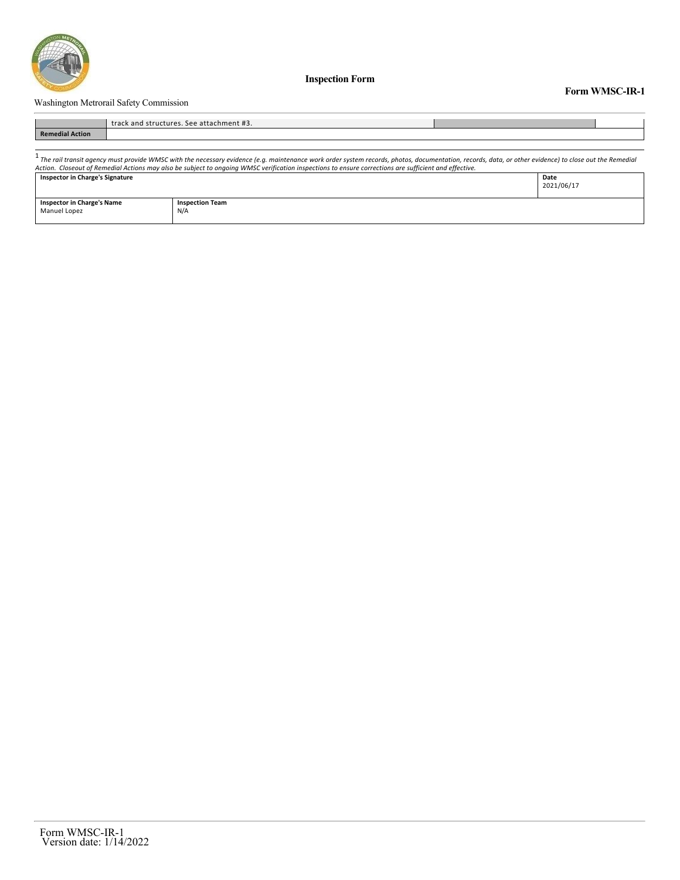| | | | |
|---|---|---|---|
| | track and structures. See attachment #3. | | |
| **Remedial Action** | | | |

[1] *The rail transit agency must provide WMSC with the necessary evidence (e.g. maintenance work order system records, photos, documentation, records, data, or other evidence) to close out the Remedial Action. Closeout of Remedial Actions may also be subject to ongoing WMSC verification inspections to ensure corrections are sufficient and effective.*

| | | |
|---|---|---|
| **Inspector in Charge's Signature** | | **Date**<br>2021/06/17 |
| **Inspector in Charge's Name**<br>Manuel Lopez | **Inspection Team**<br>N/A | |